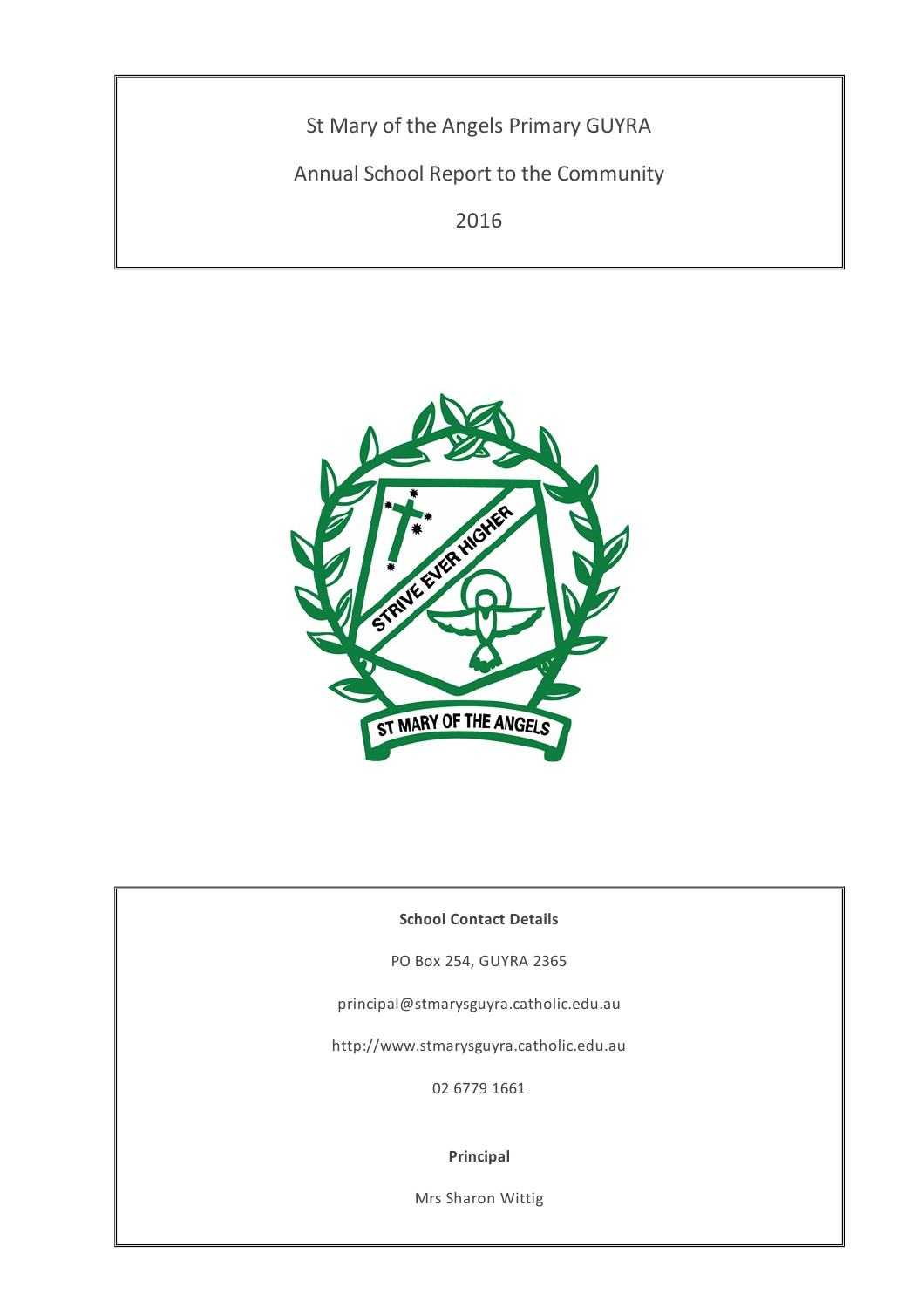# St Mary of the Angels Primary GUYRA

## Annual School Report to the Community

## 2016

**School Contact Details**

PO Box 254, GUYRA 2365

principal@stmarysguyra.catholic.edu.au

http://www.stmarysguyra.catholic.edu.au

02 6779 1661

**Principal**

Mrs Sharon Wittig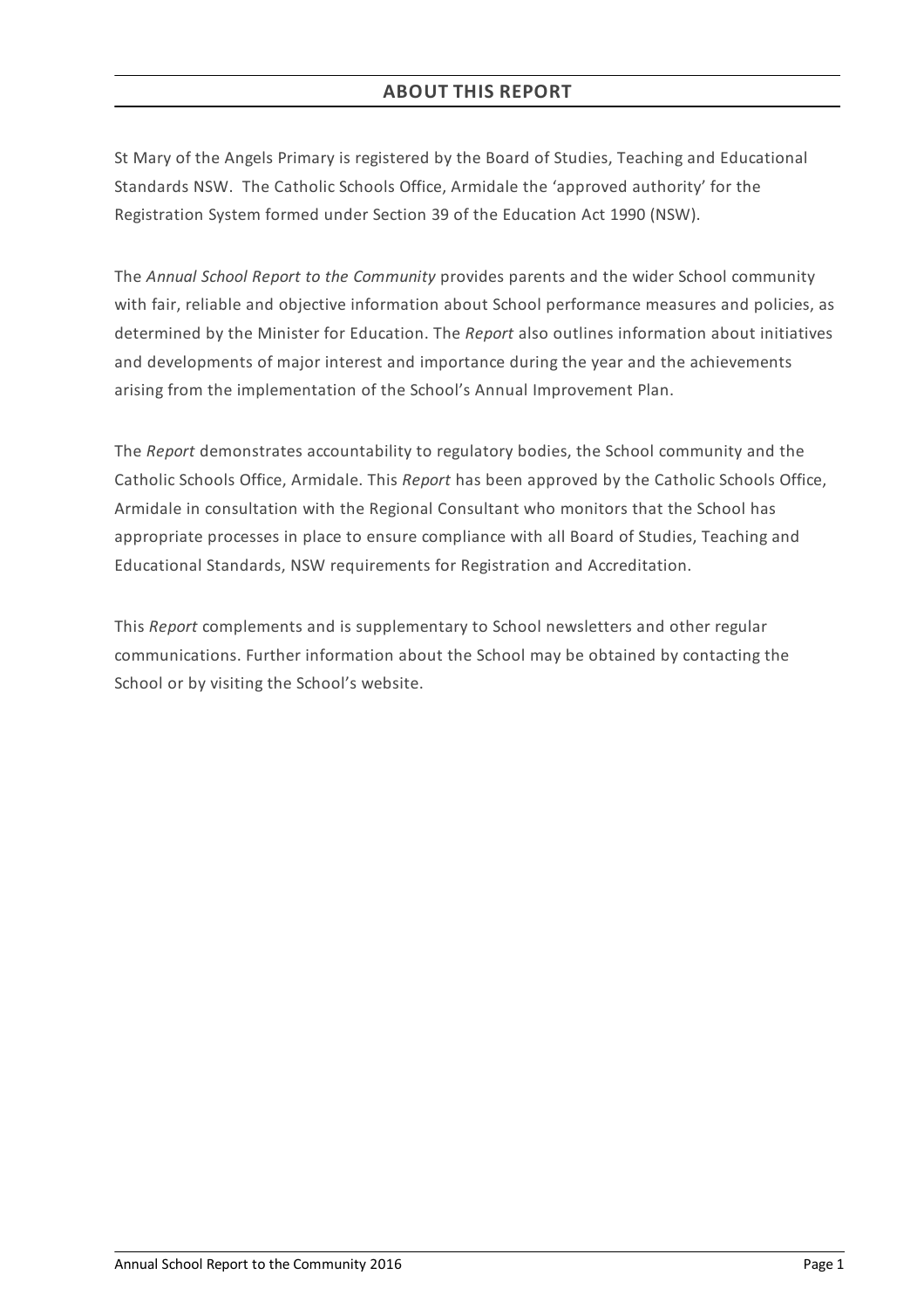## ABOUT THIS REPORT

St Mary of the Angels Primary is registered by the Board of Studies, Teaching and Educational Standards NSW. The Catholic Schools Office, Armidale the 'approved authority' for the Registration System formed under Section 39 of the Education Act 1990 (NSW).

The *Annual School Report to the Community* provides parents and the wider School community with fair, reliable and objective information about School performance measures and policies, as determined by the Minister for Education. The *Report* also outlines information about initiatives and developments of major interest and importance during the year and the achievements arising from the implementation of the School's Annual Improvement Plan.

The *Report* demonstrates accountability to regulatory bodies, the School community and the Catholic Schools Office, Armidale. This *Report* has been approved by the Catholic Schools Office, Armidale in consultation with the Regional Consultant who monitors that the School has appropriate processes in place to ensure compliance with all Board of Studies, Teaching and Educational Standards, NSW requirements for Registration and Accreditation.

This *Report* complements and is supplementary to School newsletters and other regular communications. Further information about the School may be obtained by contacting the School or by visiting the School's website.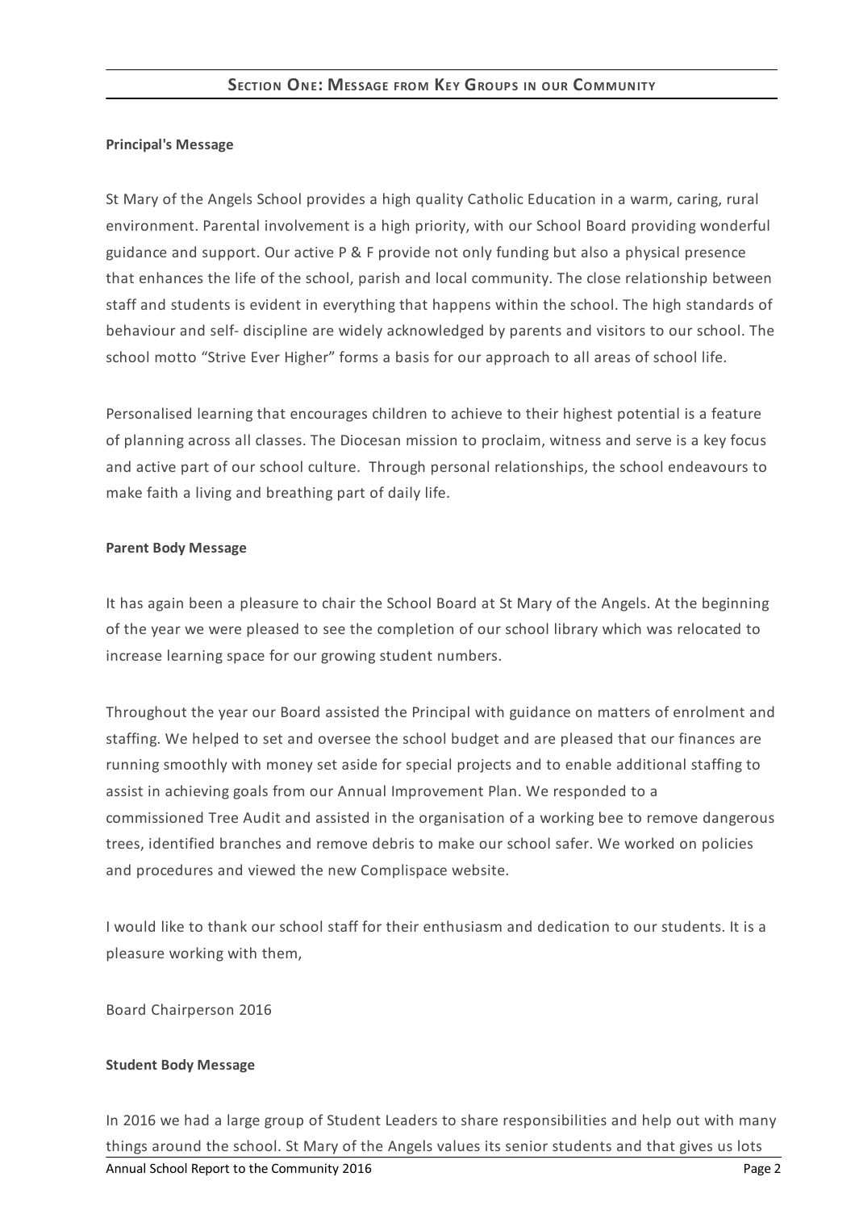## Section One: Message from Key Groups in our Community

**Principal's Message**

St Mary of the Angels School provides a high quality Catholic Education in a warm, caring, rural environment. Parental involvement is a high priority, with our School Board providing wonderful guidance and support. Our active P & F provide not only funding but also a physical presence that enhances the life of the school, parish and local community. The close relationship between staff and students is evident in everything that happens within the school. The high standards of behaviour and self- discipline are widely acknowledged by parents and visitors to our school. The school motto "Strive Ever Higher" forms a basis for our approach to all areas of school life.

Personalised learning that encourages children to achieve to their highest potential is a feature of planning across all classes. The Diocesan mission to proclaim, witness and serve is a key focus and active part of our school culture. Through personal relationships, the school endeavours to make faith a living and breathing part of daily life.

**Parent Body Message**

It has again been a pleasure to chair the School Board at St Mary of the Angels. At the beginning of the year we were pleased to see the completion of our school library which was relocated to increase learning space for our growing student numbers.

Throughout the year our Board assisted the Principal with guidance on matters of enrolment and staffing. We helped to set and oversee the school budget and are pleased that our finances are running smoothly with money set aside for special projects and to enable additional staffing to assist in achieving goals from our Annual Improvement Plan. We responded to a commissioned Tree Audit and assisted in the organisation of a working bee to remove dangerous trees, identified branches and remove debris to make our school safer. We worked on policies and procedures and viewed the new Complispace website.

I would like to thank our school staff for their enthusiasm and dedication to our students. It is a pleasure working with them,

Board Chairperson 2016

**Student Body Message**

In 2016 we had a large group of Student Leaders to share responsibilities and help out with many things around the school. St Mary of the Angels values its senior students and that gives us lots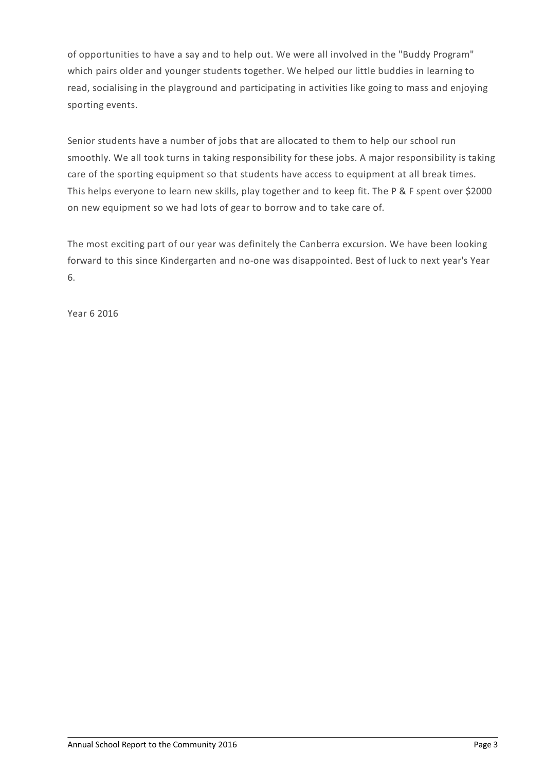of opportunities to have a say and to help out. We were all involved in the "Buddy Program" which pairs older and younger students together. We helped our little buddies in learning to read, socialising in the playground and participating in activities like going to mass and enjoying sporting events.

Senior students have a number of jobs that are allocated to them to help our school run smoothly. We all took turns in taking responsibility for these jobs. A major responsibility is taking care of the sporting equipment so that students have access to equipment at all break times. This helps everyone to learn new skills, play together and to keep fit. The P & F spent over $2000 on new equipment so we had lots of gear to borrow and to take care of.

The most exciting part of our year was definitely the Canberra excursion. We have been looking forward to this since Kindergarten and no-one was disappointed. Best of luck to next year's Year 6.

Year 6 2016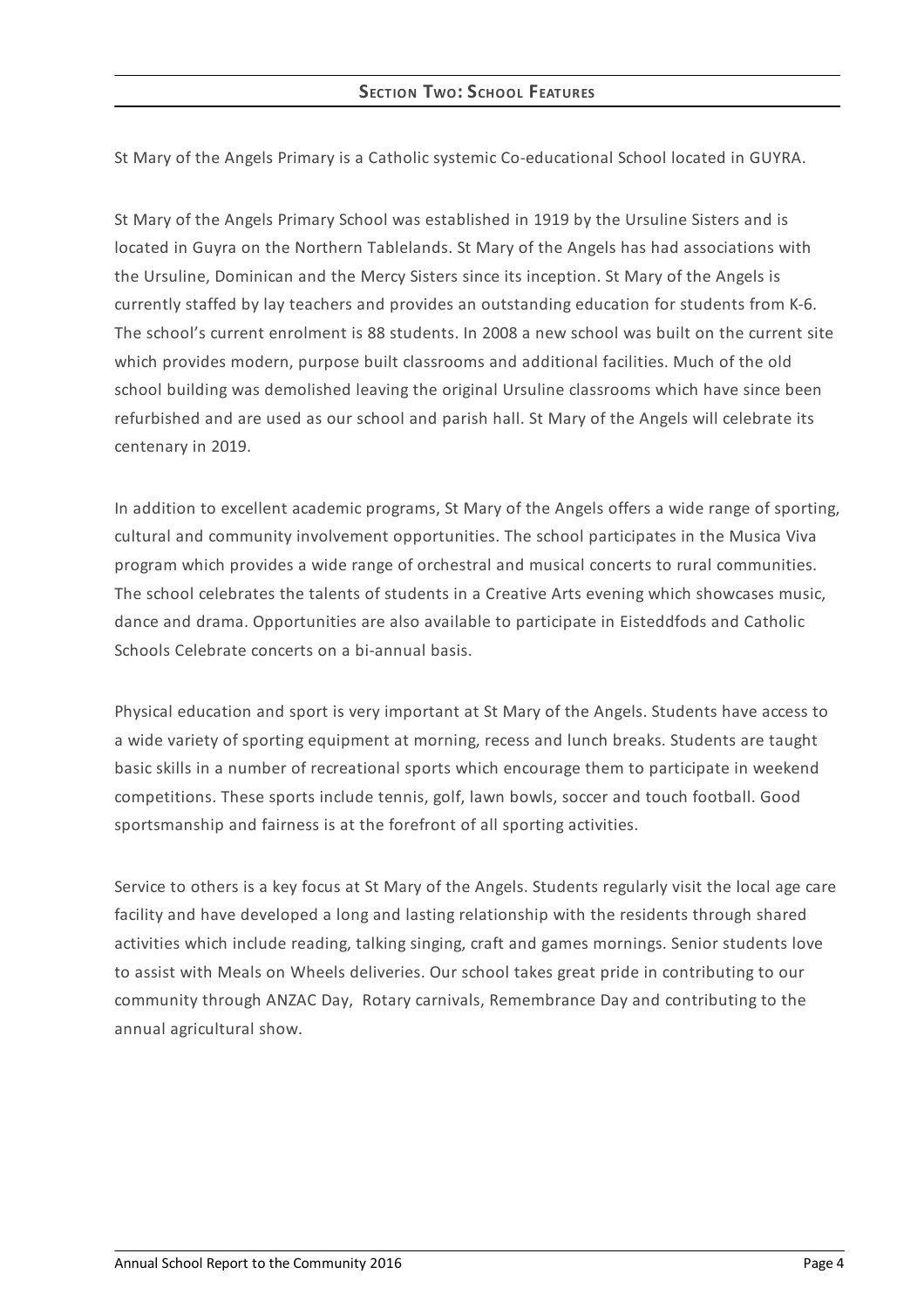## Section Two: School Features

St Mary of the Angels Primary is a Catholic systemic Co-educational School located in GUYRA.

St Mary of the Angels Primary School was established in 1919 by the Ursuline Sisters and is located in Guyra on the Northern Tablelands. St Mary of the Angels has had associations with the Ursuline, Dominican and the Mercy Sisters since its inception. St Mary of the Angels is currently staffed by lay teachers and provides an outstanding education for students from K-6. The school's current enrolment is 88 students. In 2008 a new school was built on the current site which provides modern, purpose built classrooms and additional facilities. Much of the old school building was demolished leaving the original Ursuline classrooms which have since been refurbished and are used as our school and parish hall. St Mary of the Angels will celebrate its centenary in 2019.

In addition to excellent academic programs, St Mary of the Angels offers a wide range of sporting, cultural and community involvement opportunities. The school participates in the Musica Viva program which provides a wide range of orchestral and musical concerts to rural communities. The school celebrates the talents of students in a Creative Arts evening which showcases music, dance and drama. Opportunities are also available to participate in Eisteddfods and Catholic Schools Celebrate concerts on a bi-annual basis.

Physical education and sport is very important at St Mary of the Angels. Students have access to a wide variety of sporting equipment at morning, recess and lunch breaks. Students are taught basic skills in a number of recreational sports which encourage them to participate in weekend competitions. These sports include tennis, golf, lawn bowls, soccer and touch football. Good sportsmanship and fairness is at the forefront of all sporting activities.

Service to others is a key focus at St Mary of the Angels. Students regularly visit the local age care facility and have developed a long and lasting relationship with the residents through shared activities which include reading, talking singing, craft and games mornings. Senior students love to assist with Meals on Wheels deliveries. Our school takes great pride in contributing to our community through ANZAC Day, Rotary carnivals, Remembrance Day and contributing to the annual agricultural show.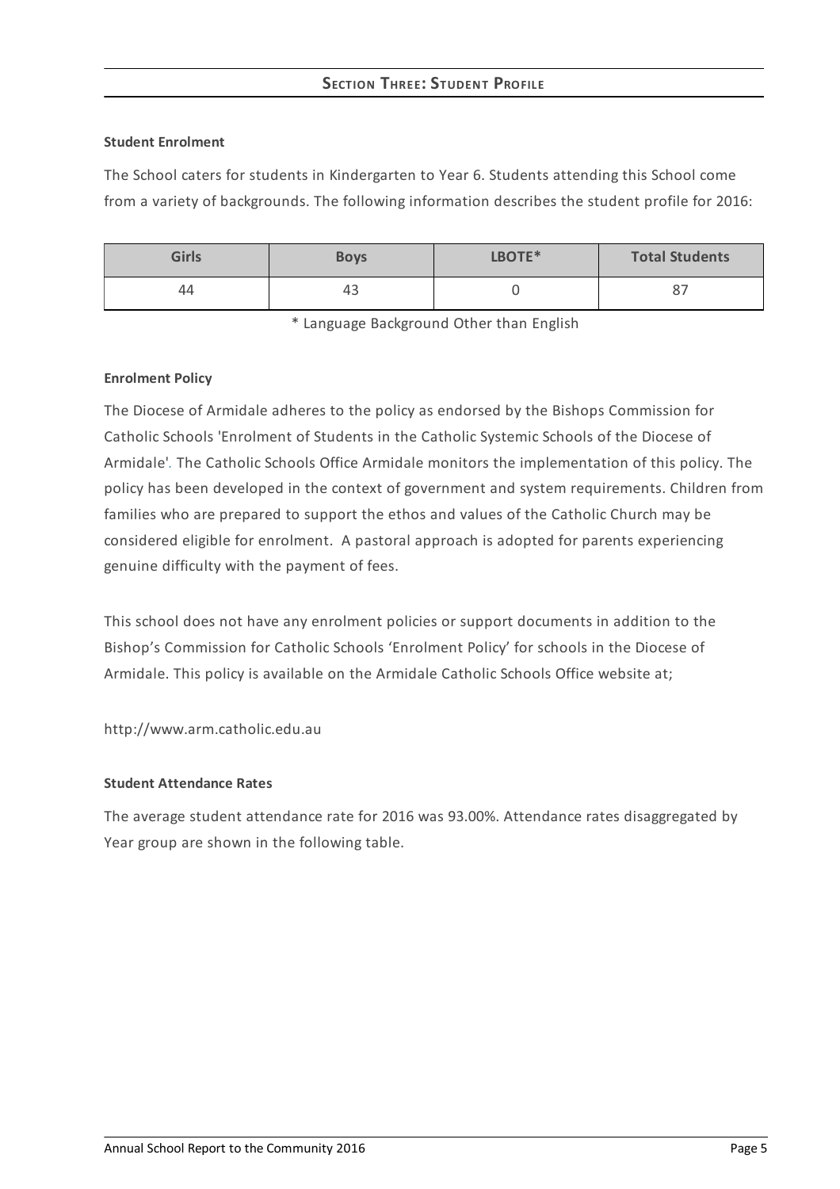## Section Three: Student Profile

**Student Enrolment**

The School caters for students in Kindergarten to Year 6. Students attending this School come from a variety of backgrounds. The following information describes the student profile for 2016:

| Girls | Boys | LBOTE* | Total Students |
| --- | --- | --- | --- |
| 44 | 43 | 0 | 87 |

\* Language Background Other than English

**Enrolment Policy**

The Diocese of Armidale adheres to the policy as endorsed by the Bishops Commission for Catholic Schools 'Enrolment of Students in the Catholic Systemic Schools of the Diocese of Armidale'. The Catholic Schools Office Armidale monitors the implementation of this policy. The policy has been developed in the context of government and system requirements. Children from families who are prepared to support the ethos and values of the Catholic Church may be considered eligible for enrolment. A pastoral approach is adopted for parents experiencing genuine difficulty with the payment of fees.

This school does not have any enrolment policies or support documents in addition to the Bishop's Commission for Catholic Schools 'Enrolment Policy' for schools in the Diocese of Armidale. This policy is available on the Armidale Catholic Schools Office website at;

http://www.arm.catholic.edu.au

**Student Attendance Rates**

The average student attendance rate for 2016 was 93.00%. Attendance rates disaggregated by Year group are shown in the following table.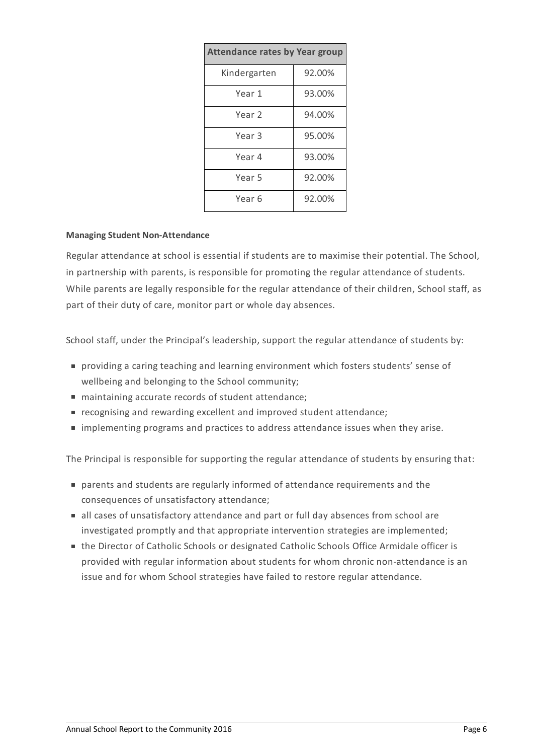| Attendance rates by Year group | |
|---|---|
| Kindergarten | 92.00% |
| Year 1 | 93.00% |
| Year 2 | 94.00% |
| Year 3 | 95.00% |
| Year 4 | 93.00% |
| Year 5 | 92.00% |
| Year 6 | 92.00% |

**Managing Student Non-Attendance**

Regular attendance at school is essential if students are to maximise their potential. The School, in partnership with parents, is responsible for promoting the regular attendance of students. While parents are legally responsible for the regular attendance of their children, School staff, as part of their duty of care, monitor part or whole day absences.

School staff, under the Principal's leadership, support the regular attendance of students by:

- providing a caring teaching and learning environment which fosters students' sense of wellbeing and belonging to the School community;
- maintaining accurate records of student attendance;
- recognising and rewarding excellent and improved student attendance;
- implementing programs and practices to address attendance issues when they arise.

The Principal is responsible for supporting the regular attendance of students by ensuring that:

- parents and students are regularly informed of attendance requirements and the consequences of unsatisfactory attendance;
- all cases of unsatisfactory attendance and part or full day absences from school are investigated promptly and that appropriate intervention strategies are implemented;
- the Director of Catholic Schools or designated Catholic Schools Office Armidale officer is provided with regular information about students for whom chronic non-attendance is an issue and for whom School strategies have failed to restore regular attendance.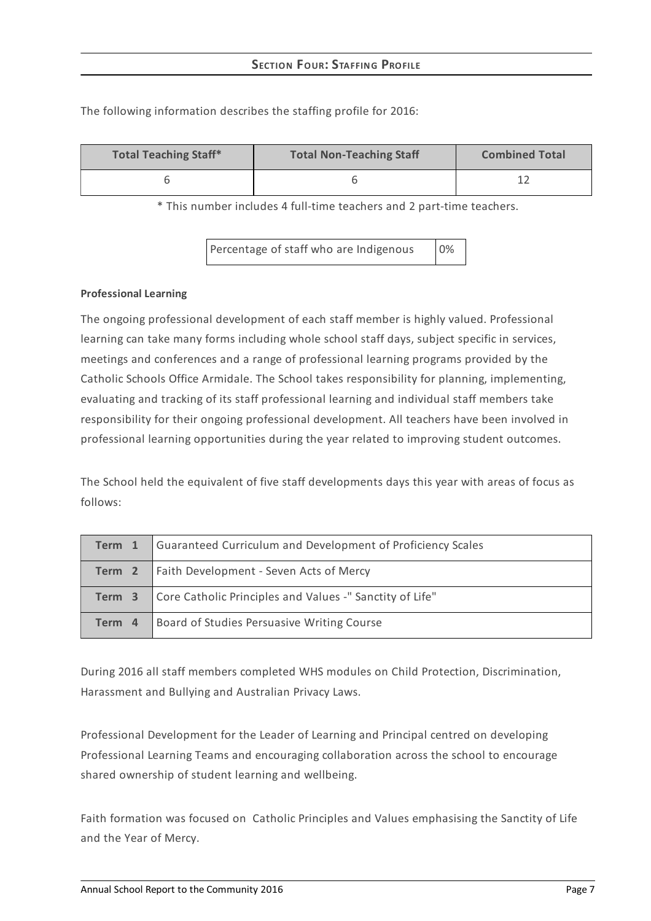## Section Four: Staffing Profile

The following information describes the staffing profile for 2016:

| Total Teaching Staff* | Total Non-Teaching Staff | Combined Total |
|---|---|---|
| 6 | 6 | 12 |

* This number includes 4 full-time teachers and 2 part-time teachers.

| Percentage of staff who are Indigenous | 0% |
|---|---|

**Professional Learning**

The ongoing professional development of each staff member is highly valued. Professional learning can take many forms including whole school staff days, subject specific in services, meetings and conferences and a range of professional learning programs provided by the Catholic Schools Office Armidale. The School takes responsibility for planning, implementing, evaluating and tracking of its staff professional learning and individual staff members take responsibility for their ongoing professional development. All teachers have been involved in professional learning opportunities during the year related to improving student outcomes.

The School held the equivalent of five staff developments days this year with areas of focus as follows:

| | |
|---|---|
| **Term 1** | Guaranteed Curriculum and Development of Proficiency Scales |
| **Term 2** | Faith Development - Seven Acts of Mercy |
| **Term 3** | Core Catholic Principles and Values -" Sanctity of Life" |
| **Term 4** | Board of Studies Persuasive Writing Course |

During 2016 all staff members completed WHS modules on Child Protection, Discrimination, Harassment and Bullying and Australian Privacy Laws.

Professional Development for the Leader of Learning and Principal centred on developing Professional Learning Teams and encouraging collaboration across the school to encourage shared ownership of student learning and wellbeing.

Faith formation was focused on Catholic Principles and Values emphasising the Sanctity of Life and the Year of Mercy.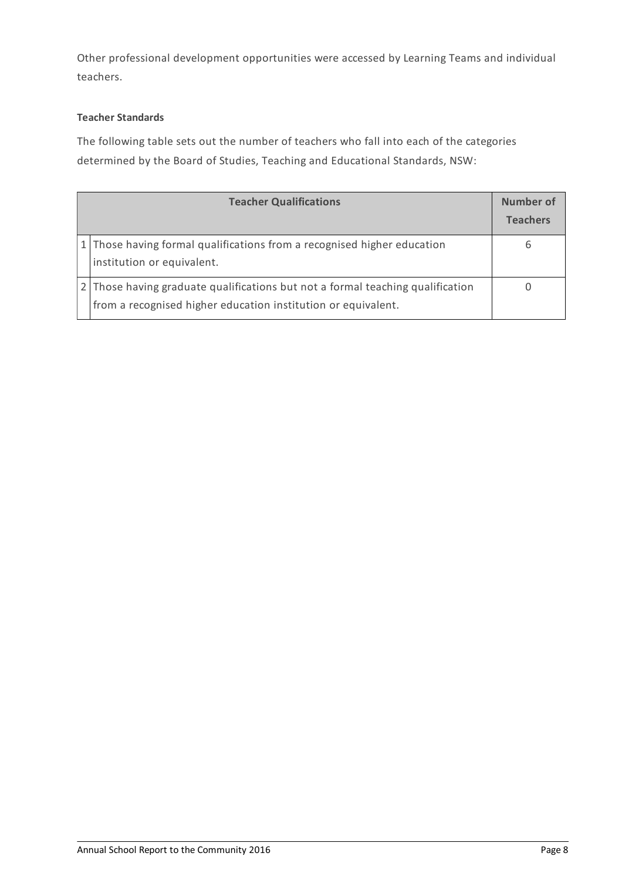Other professional development opportunities were accessed by Learning Teams and individual teachers.

**Teacher Standards**

The following table sets out the number of teachers who fall into each of the categories determined by the Board of Studies, Teaching and Educational Standards, NSW:

| | Teacher Qualifications | Number of Teachers |
|---|---|---|
| 1 | Those having formal qualifications from a recognised higher education institution or equivalent. | 6 |
| 2 | Those having graduate qualifications but not a formal teaching qualification from a recognised higher education institution or equivalent. | 0 |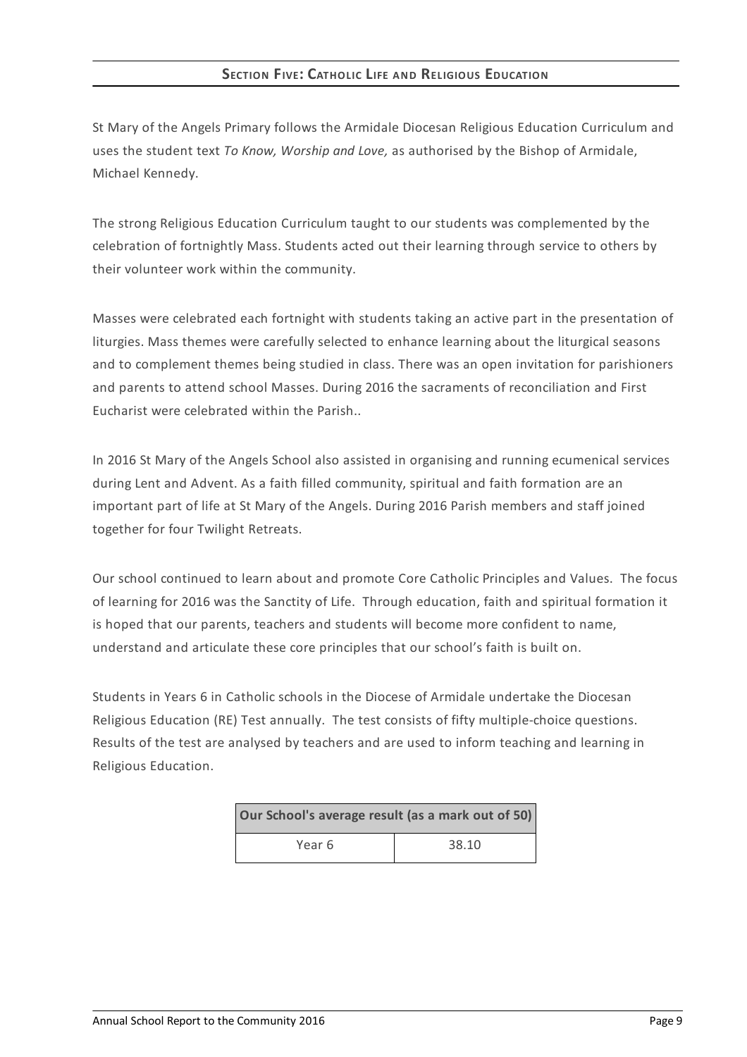## Section Five: Catholic Life and Religious Education

St Mary of the Angels Primary follows the Armidale Diocesan Religious Education Curriculum and uses the student text *To Know, Worship and Love,* as authorised by the Bishop of Armidale, Michael Kennedy.

The strong Religious Education Curriculum taught to our students was complemented by the celebration of fortnightly Mass. Students acted out their learning through service to others by their volunteer work within the community.

Masses were celebrated each fortnight with students taking an active part in the presentation of liturgies. Mass themes were carefully selected to enhance learning about the liturgical seasons and to complement themes being studied in class. There was an open invitation for parishioners and parents to attend school Masses. During 2016 the sacraments of reconciliation and First Eucharist were celebrated within the Parish..

In 2016 St Mary of the Angels School also assisted in organising and running ecumenical services during Lent and Advent. As a faith filled community, spiritual and faith formation are an important part of life at St Mary of the Angels. During 2016 Parish members and staff joined together for four Twilight Retreats.

Our school continued to learn about and promote Core Catholic Principles and Values. The focus of learning for 2016 was the Sanctity of Life. Through education, faith and spiritual formation it is hoped that our parents, teachers and students will become more confident to name, understand and articulate these core principles that our school's faith is built on.

Students in Years 6 in Catholic schools in the Diocese of Armidale undertake the Diocesan Religious Education (RE) Test annually. The test consists of fifty multiple-choice questions. Results of the test are analysed by teachers and are used to inform teaching and learning in Religious Education.

| Our School's average result (as a mark out of 50) | |
|---|---|
| Year 6 | 38.10 |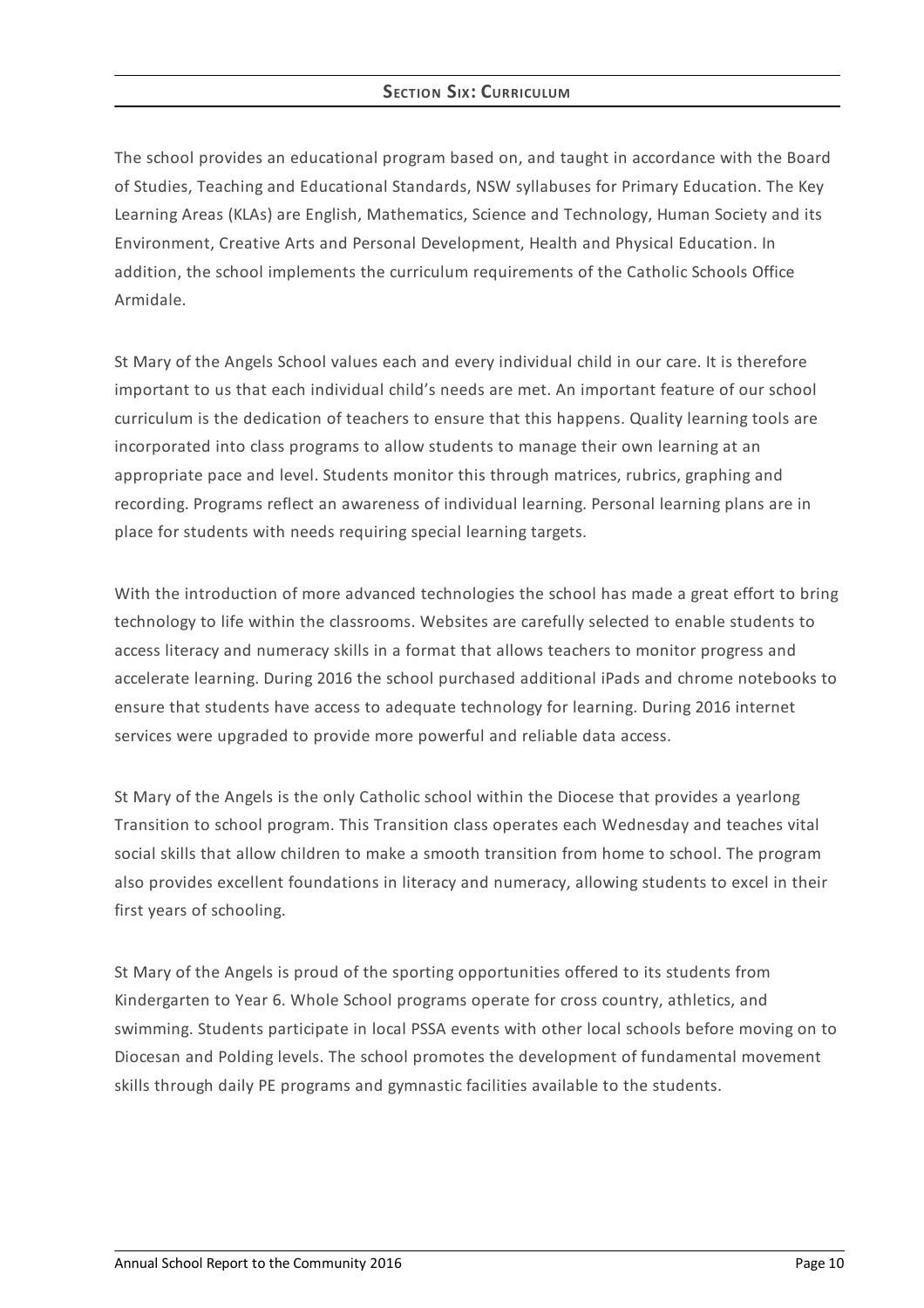## Section Six: Curriculum

The school provides an educational program based on, and taught in accordance with the Board of Studies, Teaching and Educational Standards, NSW syllabuses for Primary Education. The Key Learning Areas (KLAs) are English, Mathematics, Science and Technology, Human Society and its Environment, Creative Arts and Personal Development, Health and Physical Education. In addition, the school implements the curriculum requirements of the Catholic Schools Office Armidale.

St Mary of the Angels School values each and every individual child in our care. It is therefore important to us that each individual child's needs are met. An important feature of our school curriculum is the dedication of teachers to ensure that this happens. Quality learning tools are incorporated into class programs to allow students to manage their own learning at an appropriate pace and level. Students monitor this through matrices, rubrics, graphing and recording. Programs reflect an awareness of individual learning. Personal learning plans are in place for students with needs requiring special learning targets.

With the introduction of more advanced technologies the school has made a great effort to bring technology to life within the classrooms. Websites are carefully selected to enable students to access literacy and numeracy skills in a format that allows teachers to monitor progress and accelerate learning. During 2016 the school purchased additional iPads and chrome notebooks to ensure that students have access to adequate technology for learning. During 2016 internet services were upgraded to provide more powerful and reliable data access.

St Mary of the Angels is the only Catholic school within the Diocese that provides a yearlong Transition to school program. This Transition class operates each Wednesday and teaches vital social skills that allow children to make a smooth transition from home to school. The program also provides excellent foundations in literacy and numeracy, allowing students to excel in their first years of schooling.

St Mary of the Angels is proud of the sporting opportunities offered to its students from Kindergarten to Year 6. Whole School programs operate for cross country, athletics, and swimming. Students participate in local PSSA events with other local schools before moving on to Diocesan and Polding levels. The school promotes the development of fundamental movement skills through daily PE programs and gymnastic facilities available to the students.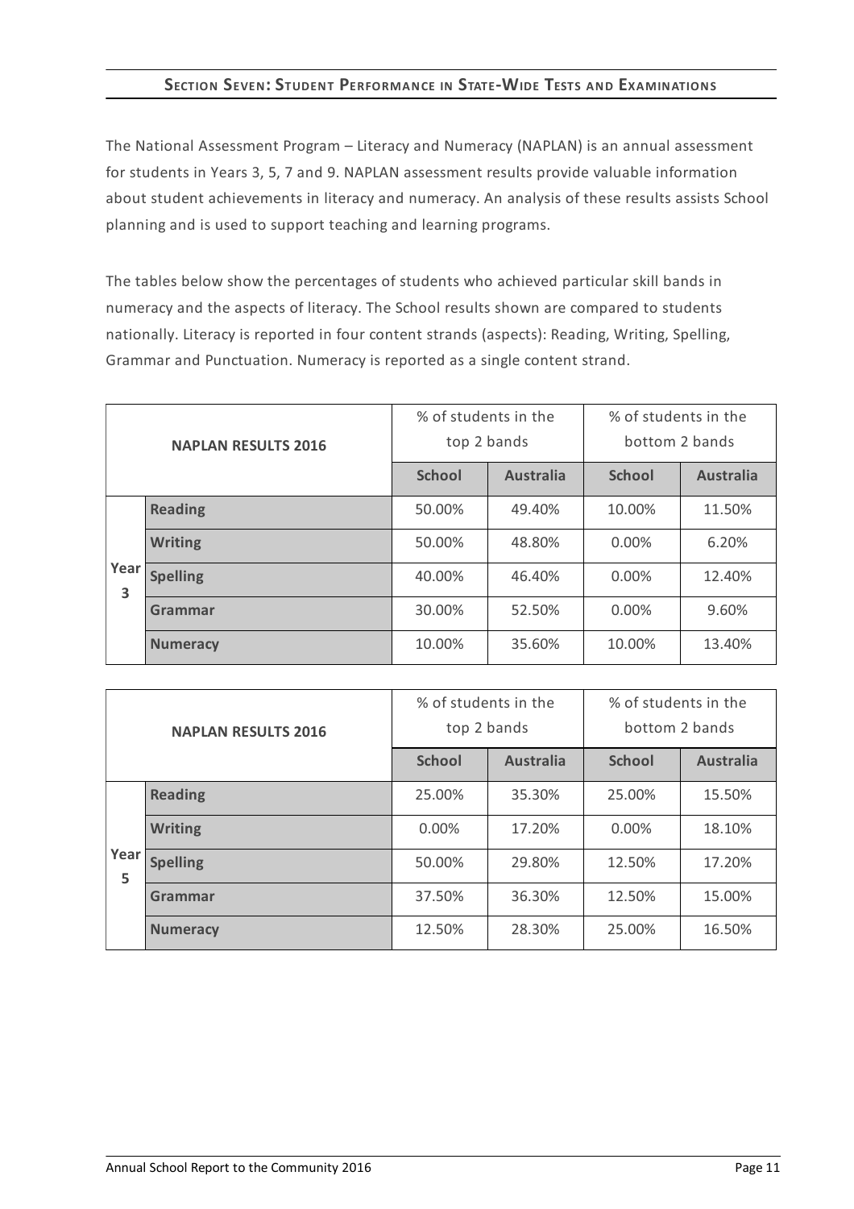## Section Seven: Student Performance in State-Wide Tests and Examinations

The National Assessment Program – Literacy and Numeracy (NAPLAN) is an annual assessment for students in Years 3, 5, 7 and 9. NAPLAN assessment results provide valuable information about student achievements in literacy and numeracy. An analysis of these results assists School planning and is used to support teaching and learning programs.

The tables below show the percentages of students who achieved particular skill bands in numeracy and the aspects of literacy. The School results shown are compared to students nationally. Literacy is reported in four content strands (aspects): Reading, Writing, Spelling, Grammar and Punctuation. Numeracy is reported as a single content strand.

| NAPLAN RESULTS 2016 | | % of students in the top 2 bands | | % of students in the bottom 2 bands | |
|---|---|---|---|---|---|
| | | **School** | **Australia** | **School** | **Australia** |
| Year 3 | **Reading** | 50.00% | 49.40% | 10.00% | 11.50% |
| | **Writing** | 50.00% | 48.80% | 0.00% | 6.20% |
| | **Spelling** | 40.00% | 46.40% | 0.00% | 12.40% |
| | **Grammar** | 30.00% | 52.50% | 0.00% | 9.60% |
| | **Numeracy** | 10.00% | 35.60% | 10.00% | 13.40% |

| NAPLAN RESULTS 2016 | | % of students in the top 2 bands | | % of students in the bottom 2 bands | |
|---|---|---|---|---|---|
| | | **School** | **Australia** | **School** | **Australia** |
| Year 5 | **Reading** | 25.00% | 35.30% | 25.00% | 15.50% |
| | **Writing** | 0.00% | 17.20% | 0.00% | 18.10% |
| | **Spelling** | 50.00% | 29.80% | 12.50% | 17.20% |
| | **Grammar** | 37.50% | 36.30% | 12.50% | 15.00% |
| | **Numeracy** | 12.50% | 28.30% | 25.00% | 16.50% |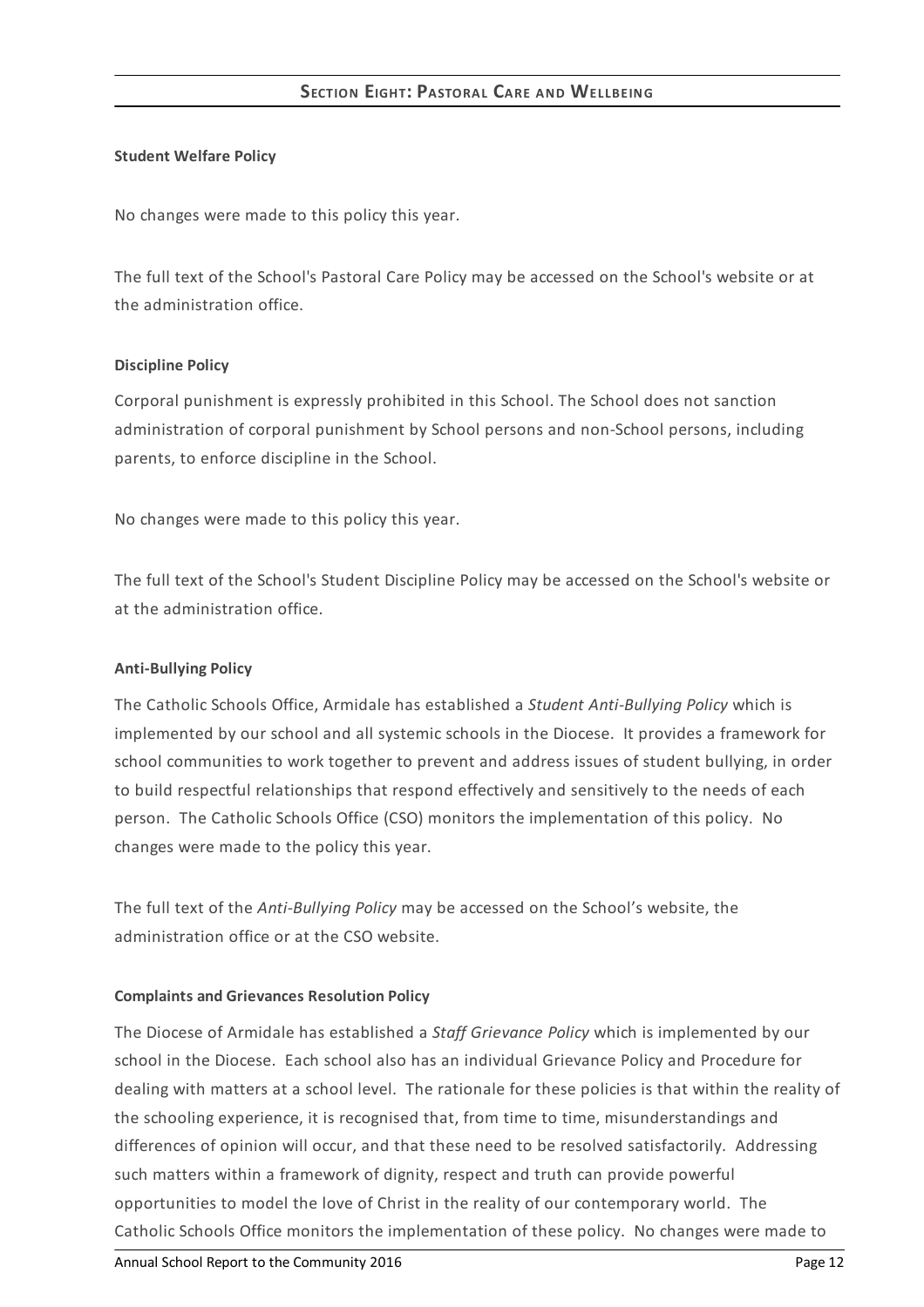## Section Eight: Pastoral Care and Wellbeing

**Student Welfare Policy**

No changes were made to this policy this year.

The full text of the School's Pastoral Care Policy may be accessed on the School's website or at the administration office.

**Discipline Policy**

Corporal punishment is expressly prohibited in this School. The School does not sanction administration of corporal punishment by School persons and non-School persons, including parents, to enforce discipline in the School.

No changes were made to this policy this year.

The full text of the School's Student Discipline Policy may be accessed on the School's website or at the administration office.

**Anti-Bullying Policy**

The Catholic Schools Office, Armidale has established a *Student Anti-Bullying Policy* which is implemented by our school and all systemic schools in the Diocese. It provides a framework for school communities to work together to prevent and address issues of student bullying, in order to build respectful relationships that respond effectively and sensitively to the needs of each person. The Catholic Schools Office (CSO) monitors the implementation of this policy. No changes were made to the policy this year.

The full text of the *Anti-Bullying Policy* may be accessed on the School's website, the administration office or at the CSO website.

**Complaints and Grievances Resolution Policy**

The Diocese of Armidale has established a *Staff Grievance Policy* which is implemented by our school in the Diocese. Each school also has an individual Grievance Policy and Procedure for dealing with matters at a school level. The rationale for these policies is that within the reality of the schooling experience, it is recognised that, from time to time, misunderstandings and differences of opinion will occur, and that these need to be resolved satisfactorily. Addressing such matters within a framework of dignity, respect and truth can provide powerful opportunities to model the love of Christ in the reality of our contemporary world. The Catholic Schools Office monitors the implementation of these policy. No changes were made to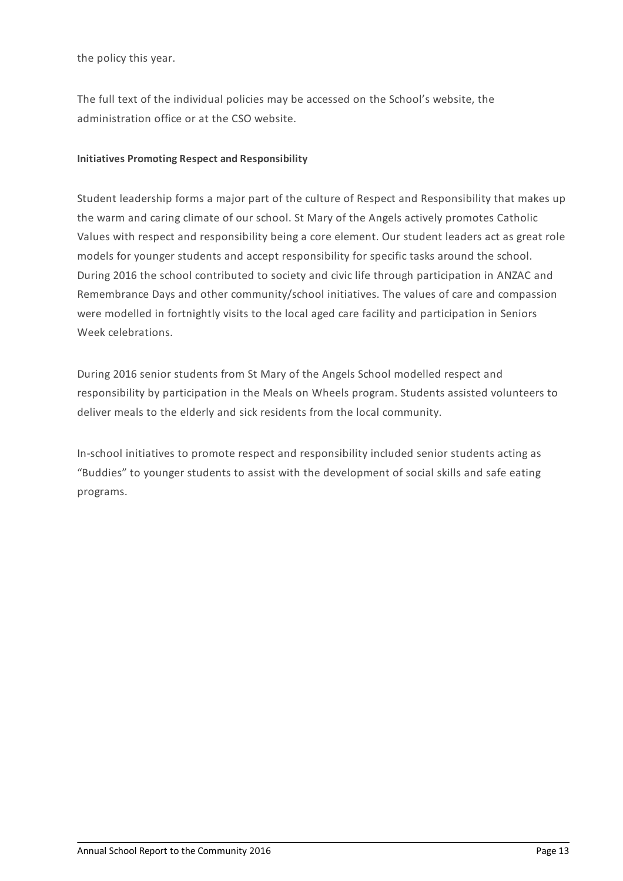the policy this year.

The full text of the individual policies may be accessed on the School's website, the administration office or at the CSO website.

**Initiatives Promoting Respect and Responsibility**

Student leadership forms a major part of the culture of Respect and Responsibility that makes up the warm and caring climate of our school. St Mary of the Angels actively promotes Catholic Values with respect and responsibility being a core element. Our student leaders act as great role models for younger students and accept responsibility for specific tasks around the school. During 2016 the school contributed to society and civic life through participation in ANZAC and Remembrance Days and other community/school initiatives. The values of care and compassion were modelled in fortnightly visits to the local aged care facility and participation in Seniors Week celebrations.

During 2016 senior students from St Mary of the Angels School modelled respect and responsibility by participation in the Meals on Wheels program. Students assisted volunteers to deliver meals to the elderly and sick residents from the local community.

In-school initiatives to promote respect and responsibility included senior students acting as "Buddies" to younger students to assist with the development of social skills and safe eating programs.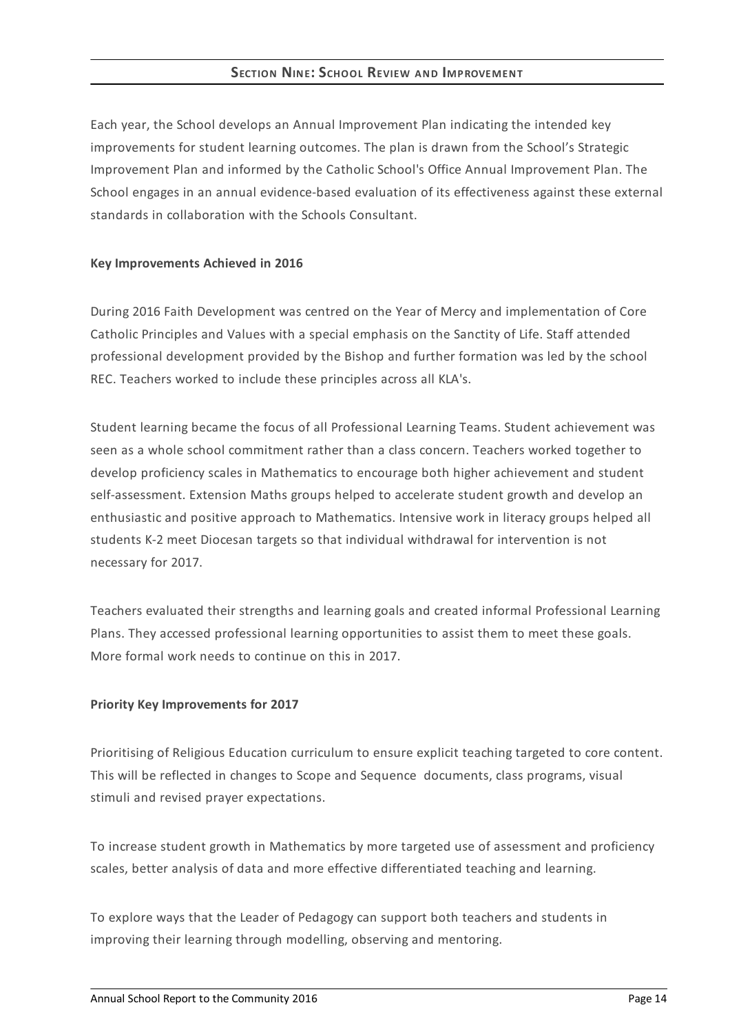## Section Nine: School Review and Improvement

Each year, the School develops an Annual Improvement Plan indicating the intended key improvements for student learning outcomes. The plan is drawn from the School's Strategic Improvement Plan and informed by the Catholic School's Office Annual Improvement Plan. The School engages in an annual evidence-based evaluation of its effectiveness against these external standards in collaboration with the Schools Consultant.

**Key Improvements Achieved in 2016**

During 2016 Faith Development was centred on the Year of Mercy and implementation of Core Catholic Principles and Values with a special emphasis on the Sanctity of Life. Staff attended professional development provided by the Bishop and further formation was led by the school REC. Teachers worked to include these principles across all KLA's.

Student learning became the focus of all Professional Learning Teams. Student achievement was seen as a whole school commitment rather than a class concern. Teachers worked together to develop proficiency scales in Mathematics to encourage both higher achievement and student self-assessment. Extension Maths groups helped to accelerate student growth and develop an enthusiastic and positive approach to Mathematics. Intensive work in literacy groups helped all students K-2 meet Diocesan targets so that individual withdrawal for intervention is not necessary for 2017.

Teachers evaluated their strengths and learning goals and created informal Professional Learning Plans. They accessed professional learning opportunities to assist them to meet these goals. More formal work needs to continue on this in 2017.

**Priority Key Improvements for 2017**

Prioritising of Religious Education curriculum to ensure explicit teaching targeted to core content. This will be reflected in changes to Scope and Sequence documents, class programs, visual stimuli and revised prayer expectations.

To increase student growth in Mathematics by more targeted use of assessment and proficiency scales, better analysis of data and more effective differentiated teaching and learning.

To explore ways that the Leader of Pedagogy can support both teachers and students in improving their learning through modelling, observing and mentoring.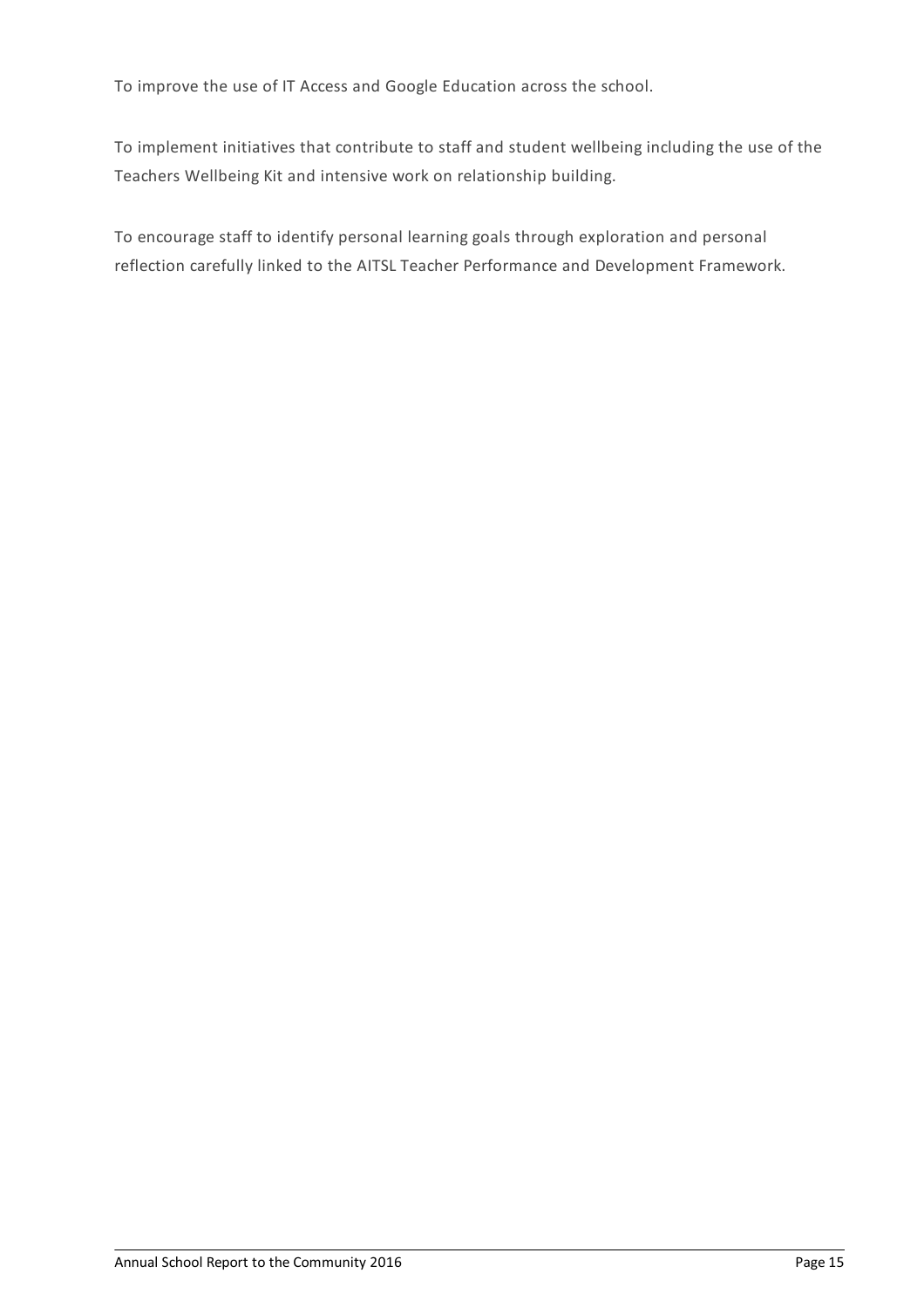To improve the use of IT Access and Google Education across the school.

To implement initiatives that contribute to staff and student wellbeing including the use of the Teachers Wellbeing Kit and intensive work on relationship building.

To encourage staff to identify personal learning goals through exploration and personal reflection carefully linked to the AITSL Teacher Performance and Development Framework.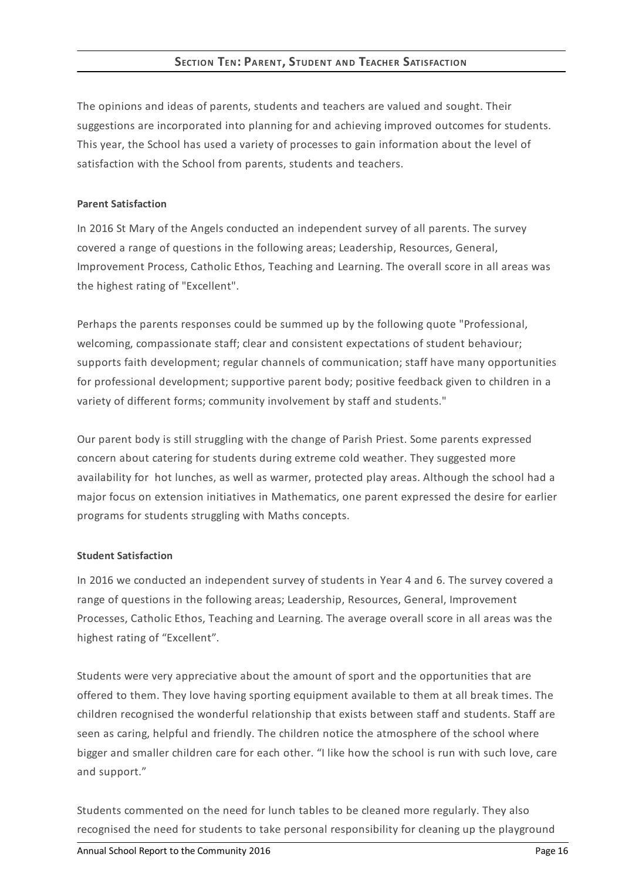## Section Ten: Parent, Student and Teacher Satisfaction

The opinions and ideas of parents, students and teachers are valued and sought. Their suggestions are incorporated into planning for and achieving improved outcomes for students. This year, the School has used a variety of processes to gain information about the level of satisfaction with the School from parents, students and teachers.

**Parent Satisfaction**

In 2016 St Mary of the Angels conducted an independent survey of all parents. The survey covered a range of questions in the following areas; Leadership, Resources, General, Improvement Process, Catholic Ethos, Teaching and Learning. The overall score in all areas was the highest rating of "Excellent".

Perhaps the parents responses could be summed up by the following quote "Professional, welcoming, compassionate staff; clear and consistent expectations of student behaviour; supports faith development; regular channels of communication; staff have many opportunities for professional development; supportive parent body; positive feedback given to children in a variety of different forms; community involvement by staff and students."

Our parent body is still struggling with the change of Parish Priest. Some parents expressed concern about catering for students during extreme cold weather. They suggested more availability for hot lunches, as well as warmer, protected play areas. Although the school had a major focus on extension initiatives in Mathematics, one parent expressed the desire for earlier programs for students struggling with Maths concepts.

**Student Satisfaction**

In 2016 we conducted an independent survey of students in Year 4 and 6. The survey covered a range of questions in the following areas; Leadership, Resources, General, Improvement Processes, Catholic Ethos, Teaching and Learning. The average overall score in all areas was the highest rating of "Excellent".

Students were very appreciative about the amount of sport and the opportunities that are offered to them. They love having sporting equipment available to them at all break times. The children recognised the wonderful relationship that exists between staff and students. Staff are seen as caring, helpful and friendly. The children notice the atmosphere of the school where bigger and smaller children care for each other. "I like how the school is run with such love, care and support."

Students commented on the need for lunch tables to be cleaned more regularly. They also recognised the need for students to take personal responsibility for cleaning up the playground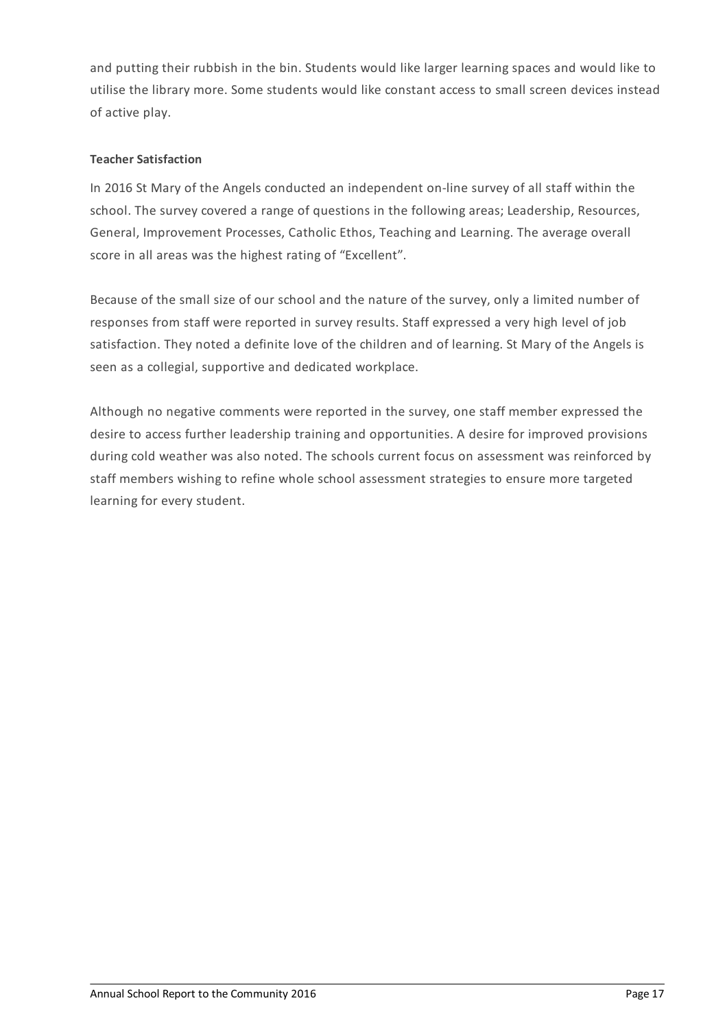and putting their rubbish in the bin. Students would like larger learning spaces and would like to utilise the library more. Some students would like constant access to small screen devices instead of active play.

**Teacher Satisfaction**

In 2016 St Mary of the Angels conducted an independent on-line survey of all staff within the school. The survey covered a range of questions in the following areas; Leadership, Resources, General, Improvement Processes, Catholic Ethos, Teaching and Learning. The average overall score in all areas was the highest rating of "Excellent".

Because of the small size of our school and the nature of the survey, only a limited number of responses from staff were reported in survey results. Staff expressed a very high level of job satisfaction. They noted a definite love of the children and of learning. St Mary of the Angels is seen as a collegial, supportive and dedicated workplace.

Although no negative comments were reported in the survey, one staff member expressed the desire to access further leadership training and opportunities. A desire for improved provisions during cold weather was also noted. The schools current focus on assessment was reinforced by staff members wishing to refine whole school assessment strategies to ensure more targeted learning for every student.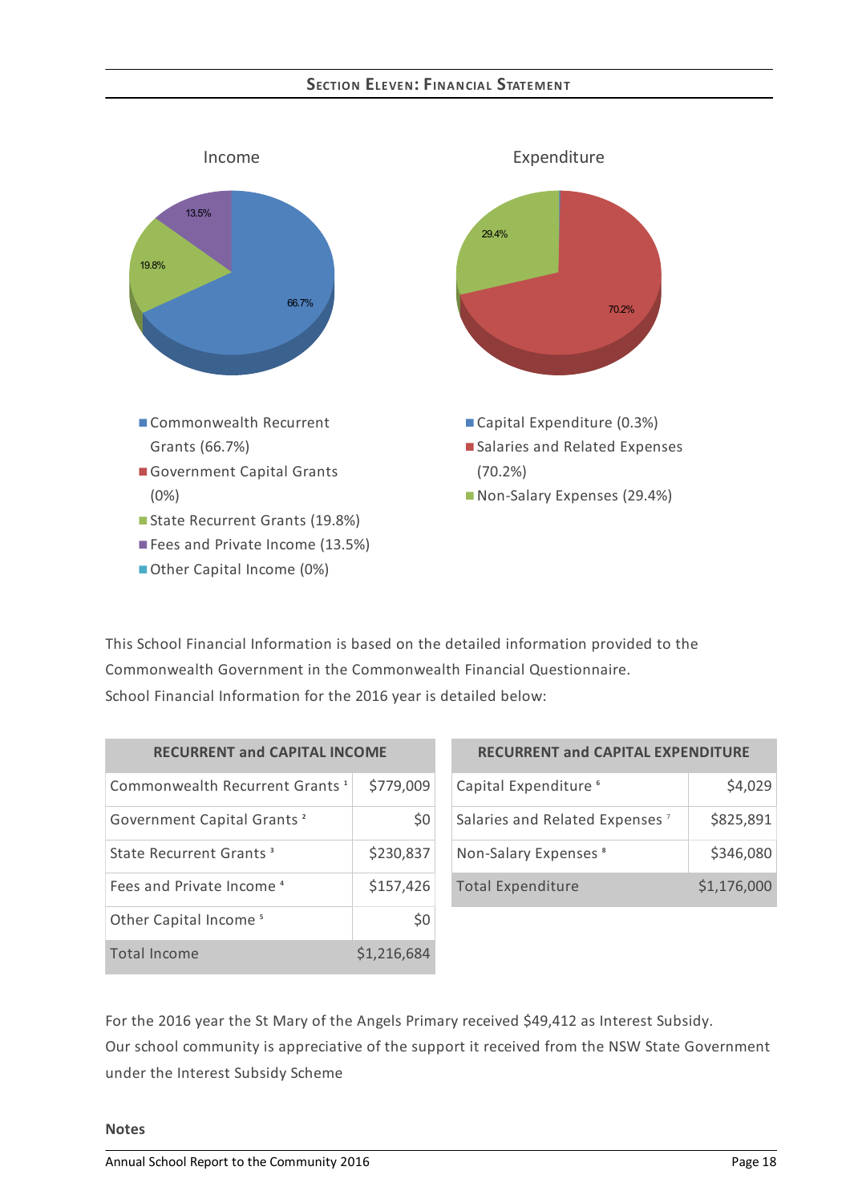## SECTION ELEVEN: FINANCIAL STATEMENT

**Income**

- Commonwealth Recurrent Grants (66.7%)
- Government Capital Grants (0%)
- State Recurrent Grants (19.8%)
- Fees and Private Income (13.5%)
- Other Capital Income (0%)

**Expenditure**

- Capital Expenditure (0.3%)
- Salaries and Related Expenses (70.2%)
- Non-Salary Expenses (29.4%)

This School Financial Information is based on the detailed information provided to the Commonwealth Government in the Commonwealth Financial Questionnaire.
School Financial Information for the 2016 year is detailed below:

| RECURRENT and CAPITAL INCOME | |
|---|---|
| Commonwealth Recurrent Grants [1] | $779,009 |
| Government Capital Grants [2] | $0 |
| State Recurrent Grants [3] | $230,837 |
| Fees and Private Income [4] | $157,426 |
| Other Capital Income [5] | $0 |
| Total Income | $1,216,684 |

| RECURRENT and CAPITAL EXPENDITURE | |
|---|---|
| Capital Expenditure [6] | $4,029 |
| Salaries and Related Expenses [7] | $825,891 |
| Non-Salary Expenses [8] | $346,080 |
| Total Expenditure | $1,176,000 |

For the 2016 year the St Mary of the Angels Primary received $49,412 as Interest Subsidy.
Our school community is appreciative of the support it received from the NSW State Government under the Interest Subsidy Scheme

**Notes**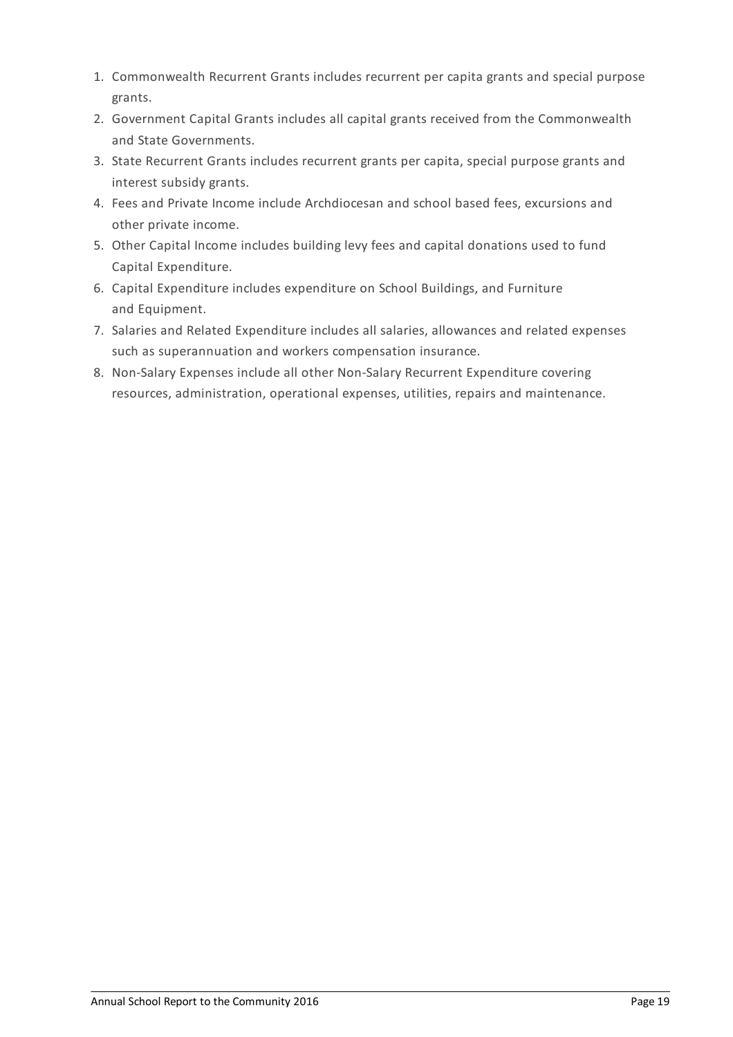1. Commonwealth Recurrent Grants includes recurrent per capita grants and special purpose grants.
2. Government Capital Grants includes all capital grants received from the Commonwealth and State Governments.
3. State Recurrent Grants includes recurrent grants per capita, special purpose grants and interest subsidy grants.
4. Fees and Private Income include Archdiocesan and school based fees, excursions and other private income.
5. Other Capital Income includes building levy fees and capital donations used to fund Capital Expenditure.
6. Capital Expenditure includes expenditure on School Buildings, and Furniture and Equipment.
7. Salaries and Related Expenditure includes all salaries, allowances and related expenses such as superannuation and workers compensation insurance.
8. Non-Salary Expenses include all other Non-Salary Recurrent Expenditure covering resources, administration, operational expenses, utilities, repairs and maintenance.